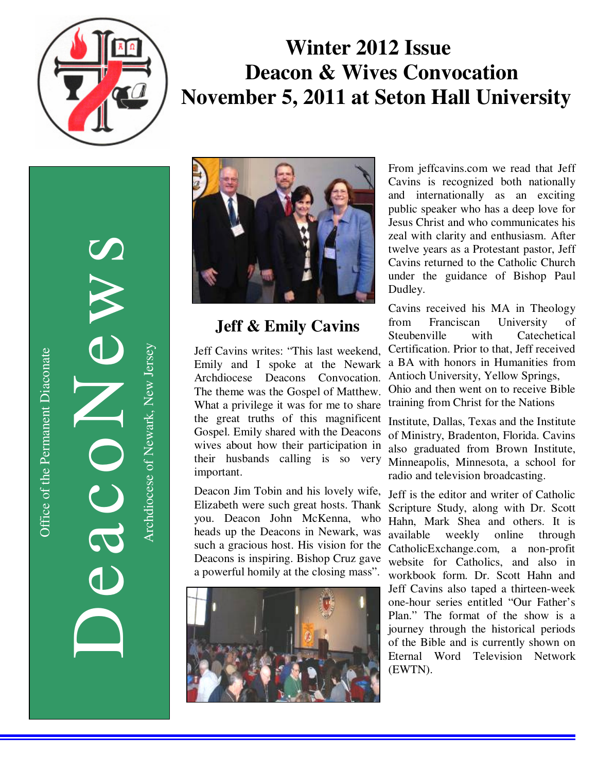# Winter 2012 Issue
# Deacon & Wives Convocation
# November 5, 2011 at Seton Hall University

DeacoNews

Office of the Permanent Diaconate

Archdiocese of Newark, New Jersey

## Jeff & Emily Cavins

Jeff Cavins writes: "This last weekend, Emily and I spoke at the Newark Archdiocese Deacons Convocation. The theme was the Gospel of Matthew. What a privilege it was for me to share the great truths of this magnificent Gospel. Emily shared with the Deacons wives about how their participation in their husbands calling is so very important.

Deacon Jim Tobin and his lovely wife, Elizabeth were such great hosts. Thank you. Deacon John McKenna, who heads up the Deacons in Newark, was such a gracious host. His vision for the Deacons is inspiring. Bishop Cruz gave a powerful homily at the closing mass".

From jeffcavins.com we read that Jeff Cavins is recognized both nationally and internationally as an exciting public speaker who has a deep love for Jesus Christ and who communicates his zeal with clarity and enthusiasm. After twelve years as a Protestant pastor, Jeff Cavins returned to the Catholic Church under the guidance of Bishop Paul Dudley.

Cavins received his MA in Theology from Franciscan University of Steubenville with Catechetical Certification. Prior to that, Jeff received a BA with honors in Humanities from Antioch University, Yellow Springs, Ohio and then went on to receive Bible training from Christ for the Nations

Institute, Dallas, Texas and the Institute of Ministry, Bradenton, Florida. Cavins also graduated from Brown Institute, Minneapolis, Minnesota, a school for radio and television broadcasting.

Jeff is the editor and writer of Catholic Scripture Study, along with Dr. Scott Hahn, Mark Shea and others. It is available weekly online through CatholicExchange.com, a non-profit website for Catholics, and also in workbook form. Dr. Scott Hahn and Jeff Cavins also taped a thirteen-week one-hour series entitled "Our Father's Plan." The format of the show is a journey through the historical periods of the Bible and is currently shown on Eternal Word Television Network (EWTN).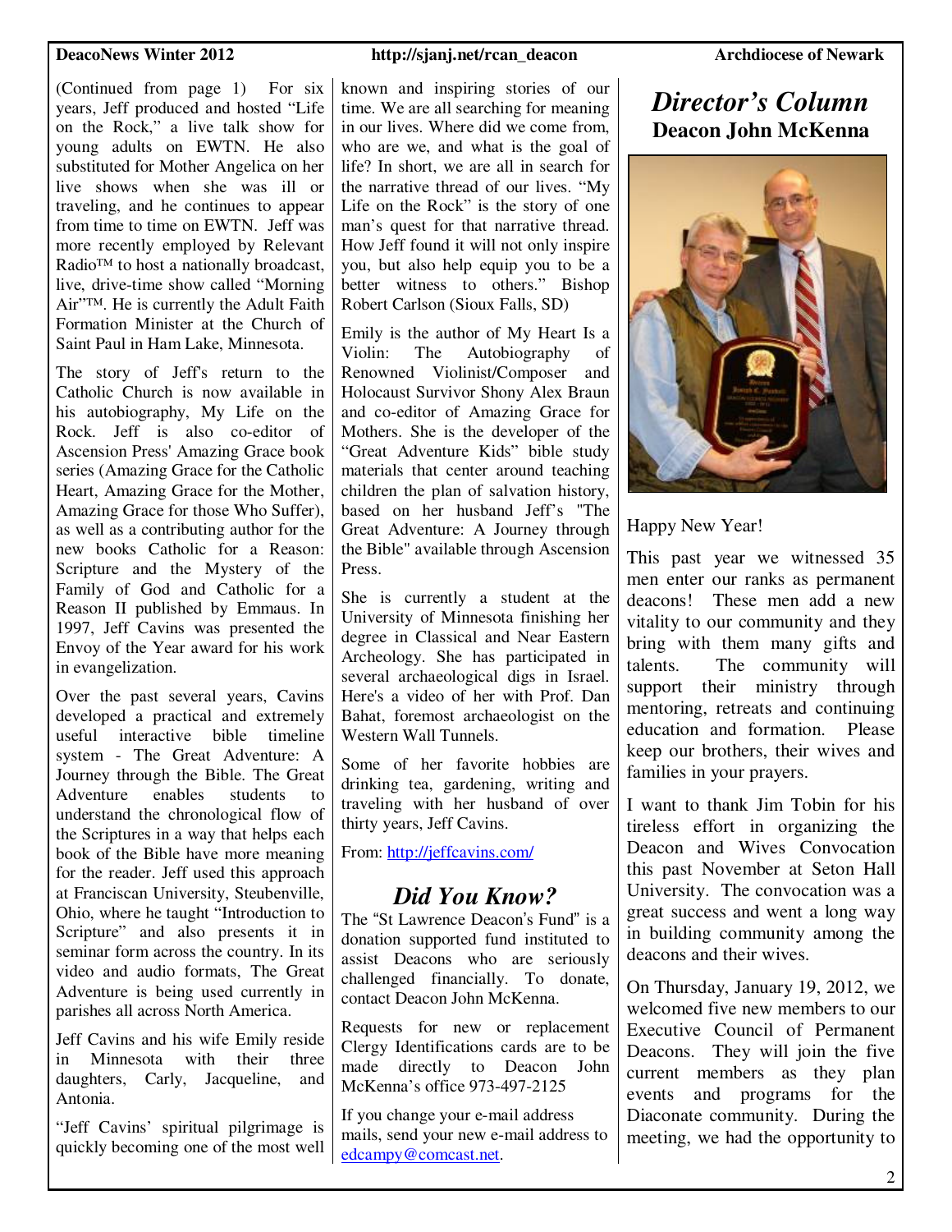(Continued from page 1) For six years, Jeff produced and hosted "Life on the Rock," a live talk show for young adults on EWTN. He also substituted for Mother Angelica on her live shows when she was ill or traveling, and he continues to appear from time to time on EWTN. Jeff was more recently employed by Relevant Radio™ to host a nationally broadcast, live, drive-time show called "Morning Air"™. He is currently the Adult Faith Formation Minister at the Church of Saint Paul in Ham Lake, Minnesota.

The story of Jeff's return to the Catholic Church is now available in his autobiography, My Life on the Rock. Jeff is also co-editor of Ascension Press' Amazing Grace book series (Amazing Grace for the Catholic Heart, Amazing Grace for the Mother, Amazing Grace for those Who Suffer), as well as a contributing author for the new books Catholic for a Reason: Scripture and the Mystery of the Family of God and Catholic for a Reason II published by Emmaus. In 1997, Jeff Cavins was presented the Envoy of the Year award for his work in evangelization.

Over the past several years, Cavins developed a practical and extremely useful interactive bible timeline system - The Great Adventure: A Journey through the Bible. The Great Adventure enables students to understand the chronological flow of the Scriptures in a way that helps each book of the Bible have more meaning for the reader. Jeff used this approach at Franciscan University, Steubenville, Ohio, where he taught "Introduction to Scripture" and also presents it in seminar form across the country. In its video and audio formats, The Great Adventure is being used currently in parishes all across North America.

Jeff Cavins and his wife Emily reside in Minnesota with their three daughters, Carly, Jacqueline, and Antonia.

"Jeff Cavins' spiritual pilgrimage is quickly becoming one of the most well known and inspiring stories of our time. We are all searching for meaning in our lives. Where did we come from, who are we, and what is the goal of life? In short, we are all in search for the narrative thread of our lives. "My Life on the Rock" is the story of one man's quest for that narrative thread. How Jeff found it will not only inspire you, but also help equip you to be a better witness to others." Bishop Robert Carlson (Sioux Falls, SD)

Emily is the author of My Heart Is a Violin: The Autobiography of Renowned Violinist/Composer and Holocaust Survivor Shony Alex Braun and co-editor of Amazing Grace for Mothers. She is the developer of the "Great Adventure Kids" bible study materials that center around teaching children the plan of salvation history, based on her husband Jeff's "The Great Adventure: A Journey through the Bible" available through Ascension Press.

She is currently a student at the University of Minnesota finishing her degree in Classical and Near Eastern Archeology. She has participated in several archaeological digs in Israel. Here's a video of her with Prof. Dan Bahat, foremost archaeologist on the Western Wall Tunnels.

Some of her favorite hobbies are drinking tea, gardening, writing and traveling with her husband of over thirty years, Jeff Cavins.

From: http://jeffcavins.com/

## *Did You Know?*

The "St Lawrence Deacon's Fund" is a donation supported fund instituted to assist Deacons who are seriously challenged financially. To donate, contact Deacon John McKenna.

Requests for new or replacement Clergy Identifications cards are to be made directly to Deacon John McKenna's office 973-497-2125

If you change your e-mail address mails, send your new e-mail address to edcampy@comcast.net.

## *Director's Column*

### Deacon John McKenna

Happy New Year!

This past year we witnessed 35 men enter our ranks as permanent deacons! These men add a new vitality to our community and they bring with them many gifts and talents. The community will support their ministry through mentoring, retreats and continuing education and formation. Please keep our brothers, their wives and families in your prayers.

I want to thank Jim Tobin for his tireless effort in organizing the Deacon and Wives Convocation this past November at Seton Hall University. The convocation was a great success and went a long way in building community among the deacons and their wives.

On Thursday, January 19, 2012, we welcomed five new members to our Executive Council of Permanent Deacons. They will join the five current members as they plan events and programs for the Diaconate community. During the meeting, we had the opportunity to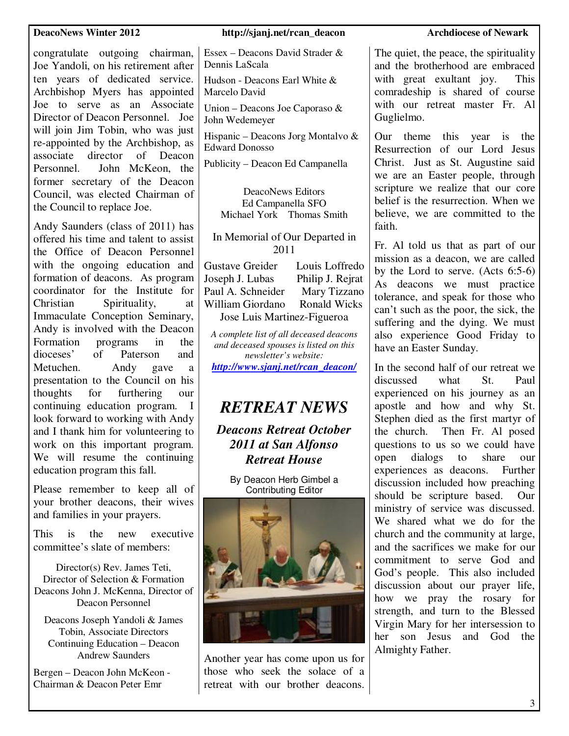congratulate outgoing chairman, Joe Yandoli, on his retirement after ten years of dedicated service. Archbishop Myers has appointed Joe to serve as an Associate Director of Deacon Personnel. Joe will join Jim Tobin, who was just re-appointed by the Archbishop, as associate director of Deacon Personnel. John McKeon, the former secretary of the Deacon Council, was elected Chairman of the Council to replace Joe.

Andy Saunders (class of 2011) has offered his time and talent to assist the Office of Deacon Personnel with the ongoing education and formation of deacons. As program coordinator for the Institute for Christian Spirituality, at Immaculate Conception Seminary, Andy is involved with the Deacon Formation programs in the dioceses' of Paterson and Metuchen. Andy gave a presentation to the Council on his thoughts for furthering our continuing education program. I look forward to working with Andy and I thank him for volunteering to work on this important program. We will resume the continuing education program this fall.

Please remember to keep all of your brother deacons, their wives and families in your prayers.

This is the new executive committee's slate of members:

Director(s) Rev. James Teti, Director of Selection & Formation
Deacons John J. McKenna, Director of Deacon Personnel

Deacons Joseph Yandoli & James Tobin, Associate Directors
Continuing Education – Deacon Andrew Saunders

Bergen – Deacon John McKeon - Chairman & Deacon Peter Emr

Essex – Deacons David Strader & Dennis LaScala

Hudson - Deacons Earl White & Marcelo David

Union – Deacons Joe Caporaso & John Wedemeyer

Hispanic – Deacons Jorg Montalvo & Edward Donosso

Publicity – Deacon Ed Campanella

DeacoNews Editors
Ed Campanella SFO
Michael York Thomas Smith

In Memorial of Our Departed in 2011

Gustave Greider    Louis Loffredo
Joseph J. Lubas    Philip J. Rejrat
Paul A. Schneider    Mary Tizzano
William Giordano    Ronald Wicks
Jose Luis Martinez-Figueroa

*A complete list of all deceased deacons and deceased spouses is listed on this newsletter's website:* ***http://www.sjanj.net/rcan_deacon/***

# *RETREAT NEWS*

## *Deacons Retreat October 2011 at San Alfonso Retreat House*

By Deacon Herb Gimbel a Contributing Editor

Another year has come upon us for those who seek the solace of a retreat with our brother deacons. The quiet, the peace, the spirituality and the brotherhood are embraced with great exultant joy. This comradeship is shared of course with our retreat master Fr. Al Guglielmo.

Our theme this year is the Resurrection of our Lord Jesus Christ. Just as St. Augustine said we are an Easter people, through scripture we realize that our core belief is the resurrection. When we believe, we are committed to the faith.

Fr. Al told us that as part of our mission as a deacon, we are called by the Lord to serve. (Acts 6:5-6) As deacons we must practice tolerance, and speak for those who can't such as the poor, the sick, the suffering and the dying. We must also experience Good Friday to have an Easter Sunday.

In the second half of our retreat we discussed what St. Paul experienced on his journey as an apostle and how and why St. Stephen died as the first martyr of the church. Then Fr. Al posed questions to us so we could have open dialogs to share our experiences as deacons. Further discussion included how preaching should be scripture based. Our ministry of service was discussed. We shared what we do for the church and the community at large, and the sacrifices we make for our commitment to serve God and God's people. This also included discussion about our prayer life, how we pray the rosary for strength, and turn to the Blessed Virgin Mary for her intersession to her son Jesus and God the Almighty Father.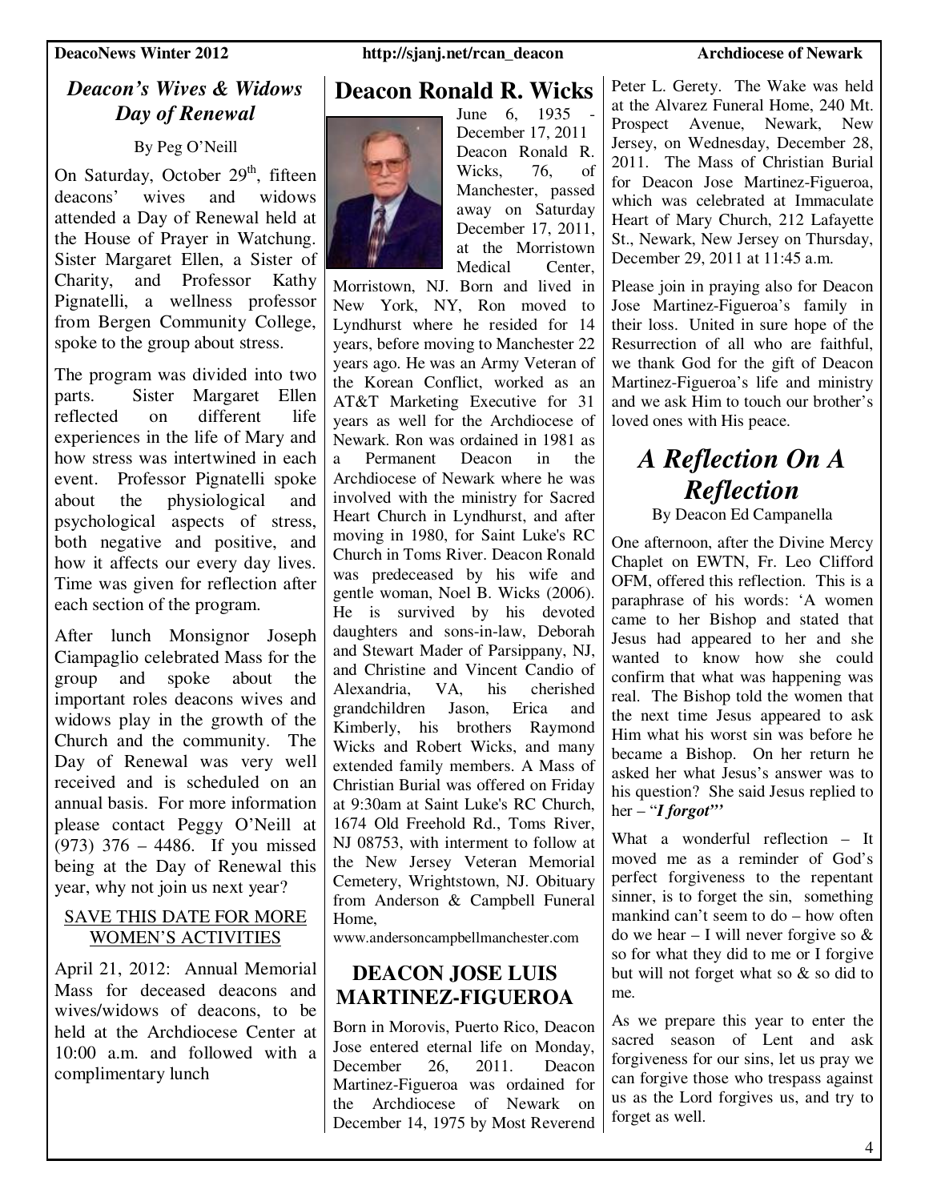## *Deacon's Wives & Widows Day of Renewal*

By Peg O'Neill

On Saturday, October 29th, fifteen deacons' wives and widows attended a Day of Renewal held at the House of Prayer in Watchung. Sister Margaret Ellen, a Sister of Charity, and Professor Kathy Pignatelli, a wellness professor from Bergen Community College, spoke to the group about stress.

The program was divided into two parts. Sister Margaret Ellen reflected on different life experiences in the life of Mary and how stress was intertwined in each event. Professor Pignatelli spoke about the physiological and psychological aspects of stress, both negative and positive, and how it affects our every day lives. Time was given for reflection after each section of the program.

After lunch Monsignor Joseph Ciampaglio celebrated Mass for the group and spoke about the important roles deacons wives and widows play in the growth of the Church and the community. The Day of Renewal was very well received and is scheduled on an annual basis. For more information please contact Peggy O'Neill at (973) 376 – 4486. If you missed being at the Day of Renewal this year, why not join us next year?

SAVE THIS DATE FOR MORE WOMEN'S ACTIVITIES

April 21, 2012: Annual Memorial Mass for deceased deacons and wives/widows of deacons, to be held at the Archdiocese Center at 10:00 a.m. and followed with a complimentary lunch

## Deacon Ronald R. Wicks

June 6, 1935 - December 17, 2011

Deacon Ronald R. Wicks, 76, of Manchester, passed away on Saturday December 17, 2011, at the Morristown Medical Center, Morristown, NJ. Born and lived in New York, NY, Ron moved to Lyndhurst where he resided for 14 years, before moving to Manchester 22 years ago. He was an Army Veteran of the Korean Conflict, worked as an AT&T Marketing Executive for 31 years as well for the Archdiocese of Newark. Ron was ordained in 1981 as a Permanent Deacon in the Archdiocese of Newark where he was involved with the ministry for Sacred Heart Church in Lyndhurst, and after moving in 1980, for Saint Luke's RC Church in Toms River. Deacon Ronald was predeceased by his wife and gentle woman, Noel B. Wicks (2006). He is survived by his devoted daughters and sons-in-law, Deborah and Stewart Mader of Parsippany, NJ, and Christine and Vincent Candio of Alexandria, VA, his cherished grandchildren Jason, Erica and Kimberly, his brothers Raymond Wicks and Robert Wicks, and many extended family members. A Mass of Christian Burial was offered on Friday at 9:30am at Saint Luke's RC Church, 1674 Old Freehold Rd., Toms River, NJ 08753, with interment to follow at the New Jersey Veteran Memorial Cemetery, Wrightstown, NJ. Obituary from Anderson & Campbell Funeral Home,

www.andersoncampbellmanchester.com

## DEACON JOSE LUIS MARTINEZ-FIGUEROA

Born in Morovis, Puerto Rico, Deacon Jose entered eternal life on Monday, December 26, 2011. Deacon Martinez-Figueroa was ordained for the Archdiocese of Newark on December 14, 1975 by Most Reverend Peter L. Gerety. The Wake was held at the Alvarez Funeral Home, 240 Mt. Prospect Avenue, Newark, New Jersey, on Wednesday, December 28, 2011. The Mass of Christian Burial for Deacon Jose Martinez-Figueroa, which was celebrated at Immaculate Heart of Mary Church, 212 Lafayette St., Newark, New Jersey on Thursday, December 29, 2011 at 11:45 a.m.

Please join in praying also for Deacon Jose Martinez-Figueroa's family in their loss. United in sure hope of the Resurrection of all who are faithful, we thank God for the gift of Deacon Martinez-Figueroa's life and ministry and we ask Him to touch our brother's loved ones with His peace.

## *A Reflection On A Reflection*

By Deacon Ed Campanella

One afternoon, after the Divine Mercy Chaplet on EWTN, Fr. Leo Clifford OFM, offered this reflection. This is a paraphrase of his words: 'A women came to her Bishop and stated that Jesus had appeared to her and she wanted to know how she could confirm that what was happening was real. The Bishop told the women that the next time Jesus appeared to ask Him what his worst sin was before he became a Bishop. On her return he asked her what Jesus's answer was to his question? She said Jesus replied to her – "***I forgot***"'

What a wonderful reflection – It moved me as a reminder of God's perfect forgiveness to the repentant sinner, is to forget the sin, something mankind can't seem to do – how often do we hear – I will never forgive so & so for what they did to me or I forgive but will not forget what so & so did to me.

As we prepare this year to enter the sacred season of Lent and ask forgiveness for our sins, let us pray we can forgive those who trespass against us as the Lord forgives us, and try to forget as well.